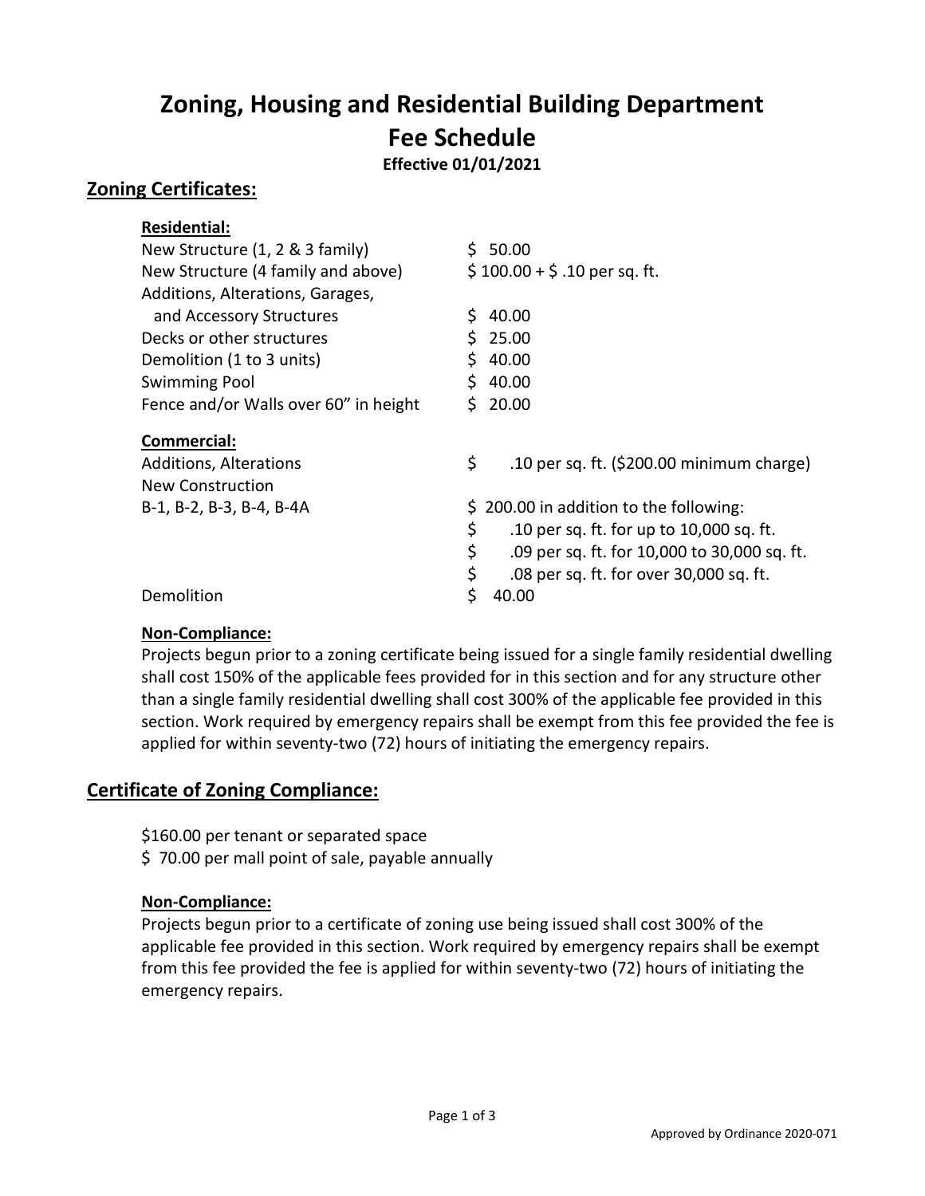# Zoning, Housing and Residential Building Department Fee Schedule

**Effective 01/01/2021**

## Zoning Certificates:

**Residential:**

| | |
|---|---|
| New Structure (1, 2 & 3 family) | $ 50.00 |
| New Structure (4 family and above) | $ 100.00 + $ .10 per sq. ft. |
| Additions, Alterations, Garages, and Accessory Structures | $ 40.00 |
| Decks or other structures | $ 25.00 |
| Demolition (1 to 3 units) | $ 40.00 |
| Swimming Pool | $ 40.00 |
| Fence and/or Walls over 60" in height | $ 20.00 |

**Commercial:**

| | |
|---|---|
| Additions, Alterations | $ .10 per sq. ft. ($200.00 minimum charge) |
| New Construction B-1, B-2, B-3, B-4, B-4A | $ 200.00 in addition to the following: |
| | $ .10 per sq. ft. for up to 10,000 sq. ft. |
| | $ .09 per sq. ft. for 10,000 to 30,000 sq. ft. |
| | $ .08 per sq. ft. for over 30,000 sq. ft. |
| Demolition | $ 40.00 |

**Non-Compliance:**

Projects begun prior to a zoning certificate being issued for a single family residential dwelling shall cost 150% of the applicable fees provided for in this section and for any structure other than a single family residential dwelling shall cost 300% of the applicable fee provided in this section. Work required by emergency repairs shall be exempt from this fee provided the fee is applied for within seventy-two (72) hours of initiating the emergency repairs.

## Certificate of Zoning Compliance:

$160.00 per tenant or separated space

$ 70.00 per mall point of sale, payable annually

**Non-Compliance:**

Projects begun prior to a certificate of zoning use being issued shall cost 300% of the applicable fee provided in this section. Work required by emergency repairs shall be exempt from this fee provided the fee is applied for within seventy-two (72) hours of initiating the emergency repairs.

Approved by Ordinance 2020-071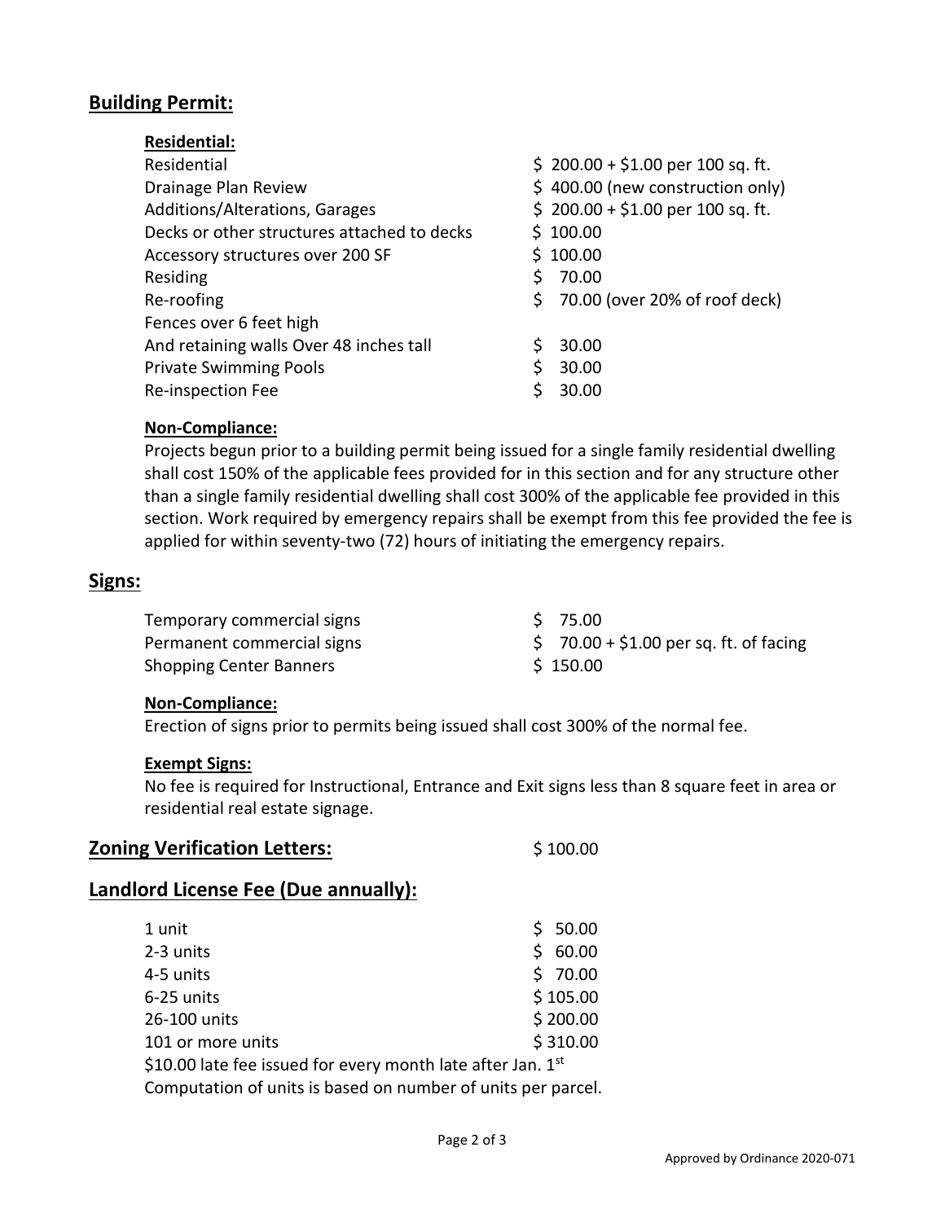## Building Permit:

### Residential:

| | |
|---|---|
| Residential | \$ 200.00 + \$1.00 per 100 sq. ft. |
| Drainage Plan Review | \$ 400.00 (new construction only) |
| Additions/Alterations, Garages | \$ 200.00 + \$1.00 per 100 sq. ft. |
| Decks or other structures attached to decks | \$ 100.00 |
| Accessory structures over 200 SF | \$ 100.00 |
| Residing | \$ 70.00 |
| Re-roofing | \$ 70.00 (over 20% of roof deck) |
| Fences over 6 feet high And retaining walls Over 48 inches tall | \$ 30.00 |
| Private Swimming Pools | \$ 30.00 |
| Re-inspection Fee | \$ 30.00 |

### Non-Compliance:

Projects begun prior to a building permit being issued for a single family residential dwelling shall cost 150% of the applicable fees provided for in this section and for any structure other than a single family residential dwelling shall cost 300% of the applicable fee provided in this section. Work required by emergency repairs shall be exempt from this fee provided the fee is applied for within seventy-two (72) hours of initiating the emergency repairs.

## Signs:

| | |
|---|---|
| Temporary commercial signs | \$ 75.00 |
| Permanent commercial signs | \$ 70.00 + \$1.00 per sq. ft. of facing |
| Shopping Center Banners | \$ 150.00 |

### Non-Compliance:

Erection of signs prior to permits being issued shall cost 300% of the normal fee.

### Exempt Signs:

No fee is required for Instructional, Entrance and Exit signs less than 8 square feet in area or residential real estate signage.

## Zoning Verification Letters: \$ 100.00

## Landlord License Fee (Due annually):

| | |
|---|---|
| 1 unit | \$ 50.00 |
| 2-3 units | \$ 60.00 |
| 4-5 units | \$ 70.00 |
| 6-25 units | \$ 105.00 |
| 26-100 units | \$ 200.00 |
| 101 or more units | \$ 310.00 |

\$10.00 late fee issued for every month late after Jan. 1st

Computation of units is based on number of units per parcel.

Approved by Ordinance 2020-071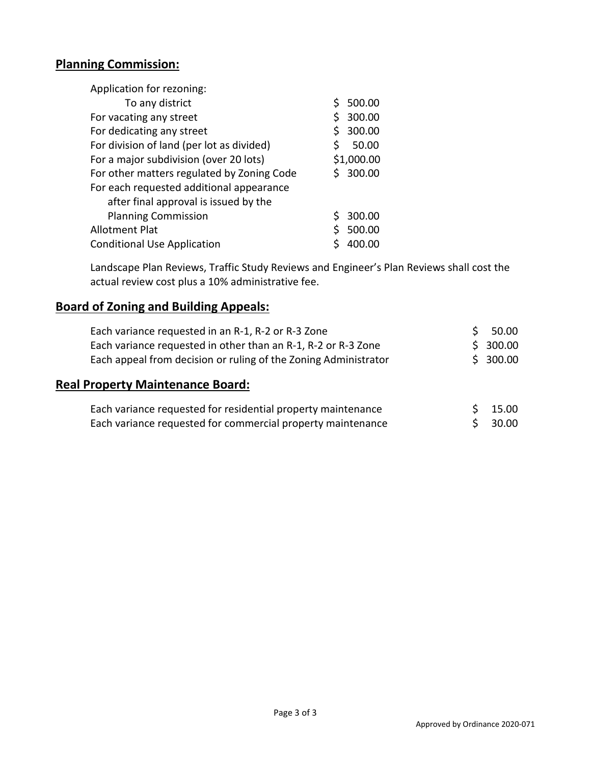## Planning Commission:

| | |
|---|---|
| Application for rezoning: | |
| To any district | $ 500.00 |
| For vacating any street | $ 300.00 |
| For dedicating any street | $ 300.00 |
| For division of land (per lot as divided) | $ 50.00 |
| For a major subdivision (over 20 lots) | $1,000.00 |
| For other matters regulated by Zoning Code | $ 300.00 |
| For each requested additional appearance after final approval is issued by the Planning Commission | $ 300.00 |
| Allotment Plat | $ 500.00 |
| Conditional Use Application | $ 400.00 |

Landscape Plan Reviews, Traffic Study Reviews and Engineer's Plan Reviews shall cost the actual review cost plus a 10% administrative fee.

## Board of Zoning and Building Appeals:

| | |
|---|---|
| Each variance requested in an R-1, R-2 or R-3 Zone | $ 50.00 |
| Each variance requested in other than an R-1, R-2 or R-3 Zone | $ 300.00 |
| Each appeal from decision or ruling of the Zoning Administrator | $ 300.00 |

## Real Property Maintenance Board:

| | |
|---|---|
| Each variance requested for residential property maintenance | $ 15.00 |
| Each variance requested for commercial property maintenance | $ 30.00 |

Approved by Ordinance 2020-071